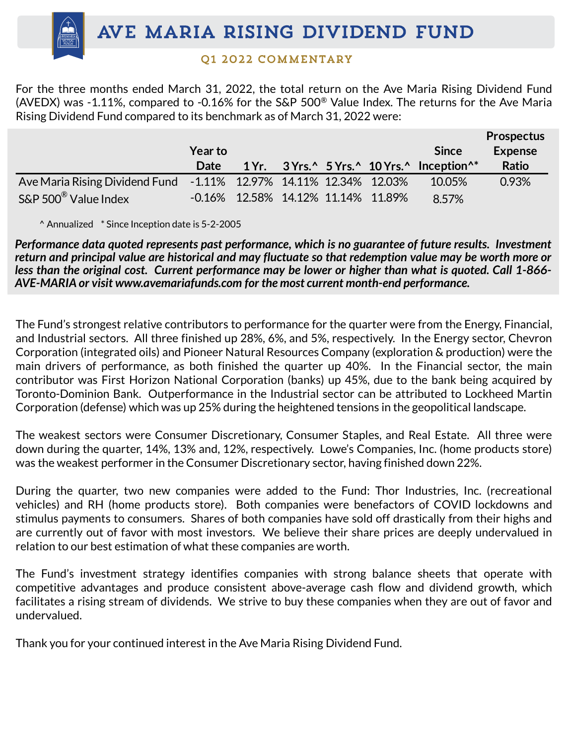# AVE MARIA RISING DIVIDEND FUND

## Q1 2022 COMMENTARY

For the three months ended March 31, 2022, the total return on the Ave Maria Rising Dividend Fund (AVEDX) was -1.11%, compared to -0.16% for the S&P 500® Value Index. The returns for the Ave Maria Rising Dividend Fund compared to its benchmark as of March 31, 2022 were:

| | Year to Date | 1 Yr. | 3 Yrs.^ | 5 Yrs.^ | 10 Yrs.^ | Since Inception^* | Prospectus Expense Ratio |
|---|---|---|---|---|---|---|---|
| Ave Maria Rising Dividend Fund | -1.11% | 12.97% | 14.11% | 12.34% | 12.03% | 10.05% | 0.93% |
| S&P 500® Value Index | -0.16% | 12.58% | 14.12% | 11.14% | 11.89% | 8.57% | |

^ Annualized * Since Inception date is 5-2-2005

***Performance data quoted represents past performance, which is no guarantee of future results. Investment return and principal value are historical and may fluctuate so that redemption value may be worth more or less than the original cost. Current performance may be lower or higher than what is quoted. Call 1-866-AVE-MARIA or visit www.avemariafunds.com for the most current month-end performance.***

The Fund's strongest relative contributors to performance for the quarter were from the Energy, Financial, and Industrial sectors. All three finished up 28%, 6%, and 5%, respectively. In the Energy sector, Chevron Corporation (integrated oils) and Pioneer Natural Resources Company (exploration & production) were the main drivers of performance, as both finished the quarter up 40%. In the Financial sector, the main contributor was First Horizon National Corporation (banks) up 45%, due to the bank being acquired by Toronto-Dominion Bank. Outperformance in the Industrial sector can be attributed to Lockheed Martin Corporation (defense) which was up 25% during the heightened tensions in the geopolitical landscape.

The weakest sectors were Consumer Discretionary, Consumer Staples, and Real Estate. All three were down during the quarter, 14%, 13% and, 12%, respectively. Lowe's Companies, Inc. (home products store) was the weakest performer in the Consumer Discretionary sector, having finished down 22%.

During the quarter, two new companies were added to the Fund: Thor Industries, Inc. (recreational vehicles) and RH (home products store). Both companies were benefactors of COVID lockdowns and stimulus payments to consumers. Shares of both companies have sold off drastically from their highs and are currently out of favor with most investors. We believe their share prices are deeply undervalued in relation to our best estimation of what these companies are worth.

The Fund's investment strategy identifies companies with strong balance sheets that operate with competitive advantages and produce consistent above-average cash flow and dividend growth, which facilitates a rising stream of dividends. We strive to buy these companies when they are out of favor and undervalued.

Thank you for your continued interest in the Ave Maria Rising Dividend Fund.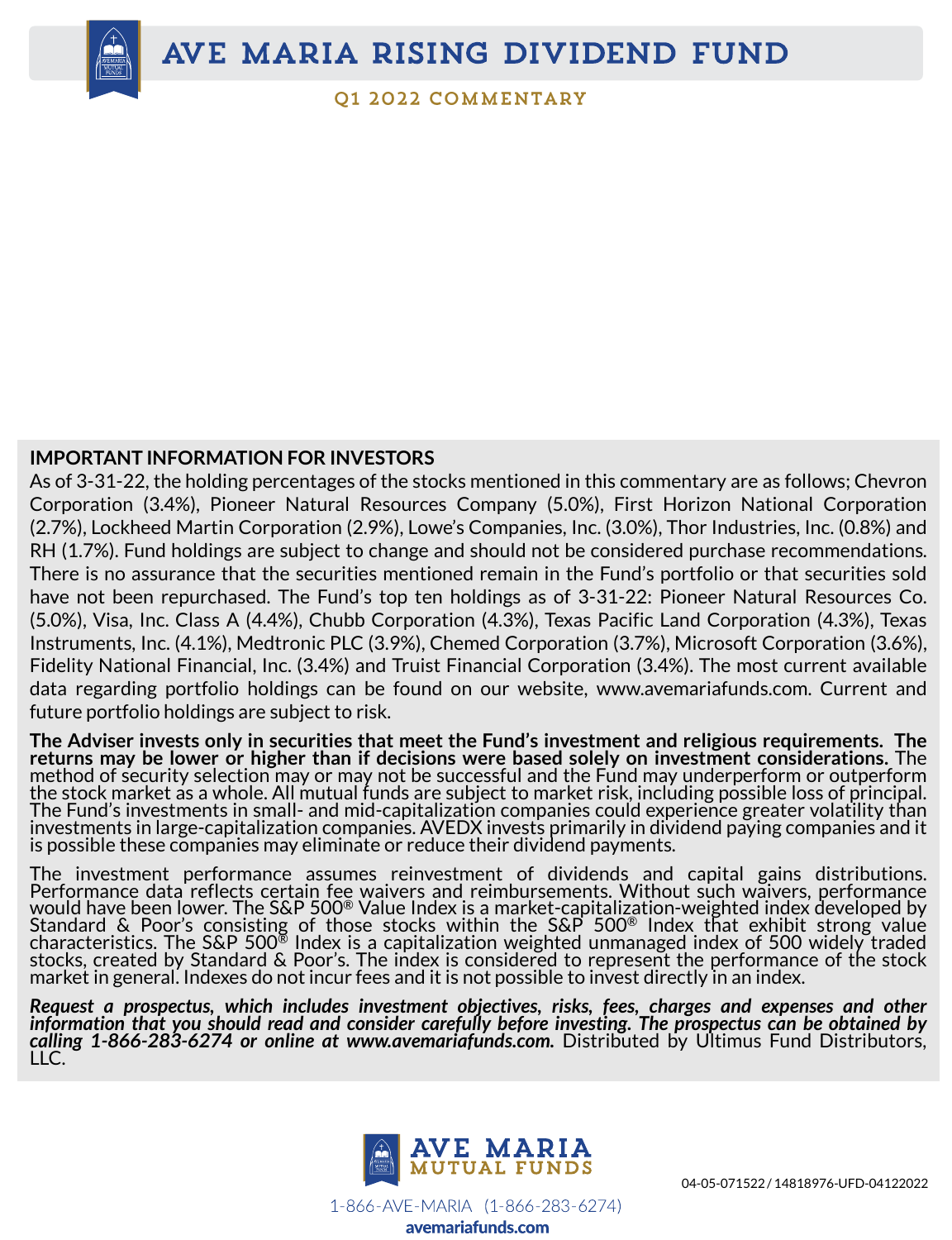# AVE MARIA RISING DIVIDEND FUND

## Q1 2022 COMMENTARY

**IMPORTANT INFORMATION FOR INVESTORS**

As of 3-31-22, the holding percentages of the stocks mentioned in this commentary are as follows; Chevron Corporation (3.4%), Pioneer Natural Resources Company (5.0%), First Horizon National Corporation (2.7%), Lockheed Martin Corporation (2.9%), Lowe's Companies, Inc. (3.0%), Thor Industries, Inc. (0.8%) and RH (1.7%). Fund holdings are subject to change and should not be considered purchase recommendations. There is no assurance that the securities mentioned remain in the Fund's portfolio or that securities sold have not been repurchased. The Fund's top ten holdings as of 3-31-22: Pioneer Natural Resources Co. (5.0%), Visa, Inc. Class A (4.4%), Chubb Corporation (4.3%), Texas Pacific Land Corporation (4.3%), Texas Instruments, Inc. (4.1%), Medtronic PLC (3.9%), Chemed Corporation (3.7%), Microsoft Corporation (3.6%), Fidelity National Financial, Inc. (3.4%) and Truist Financial Corporation (3.4%). The most current available data regarding portfolio holdings can be found on our website, www.avemariafunds.com. Current and future portfolio holdings are subject to risk.

**The Adviser invests only in securities that meet the Fund's investment and religious requirements. The returns may be lower or higher than if decisions were based solely on investment considerations.** The method of security selection may or may not be successful and the Fund may underperform or outperform the stock market as a whole. All mutual funds are subject to market risk, including possible loss of principal. The Fund's investments in small- and mid-capitalization companies could experience greater volatility than investments in large-capitalization companies. AVEDX invests primarily in dividend paying companies and it is possible these companies may eliminate or reduce their dividend payments.

The investment performance assumes reinvestment of dividends and capital gains distributions. Performance data reflects certain fee waivers and reimbursements. Without such waivers, performance would have been lower. The S&P 500® Value Index is a market-capitalization-weighted index developed by Standard & Poor's consisting of those stocks within the S&P 500® Index that exhibit strong value characteristics. The S&P 500® Index is a capitalization weighted unmanaged index of 500 widely traded stocks, created by Standard & Poor's. The index is considered to represent the performance of the stock market in general. Indexes do not incur fees and it is not possible to invest directly in an index.

***Request a prospectus, which includes investment objectives, risks, fees, charges and expenses and other information that you should read and consider carefully before investing. The prospectus can be obtained by calling 1-866-283-6274 or online at www.avemariafunds.com.*** Distributed by Ultimus Fund Distributors, LLC.

AVE MARIA MUTUAL FUNDS

1-866-AVE-MARIA (1-866-283-6274)

**avemariafunds.com**

04-05-071522/14818976-UFD-04122022